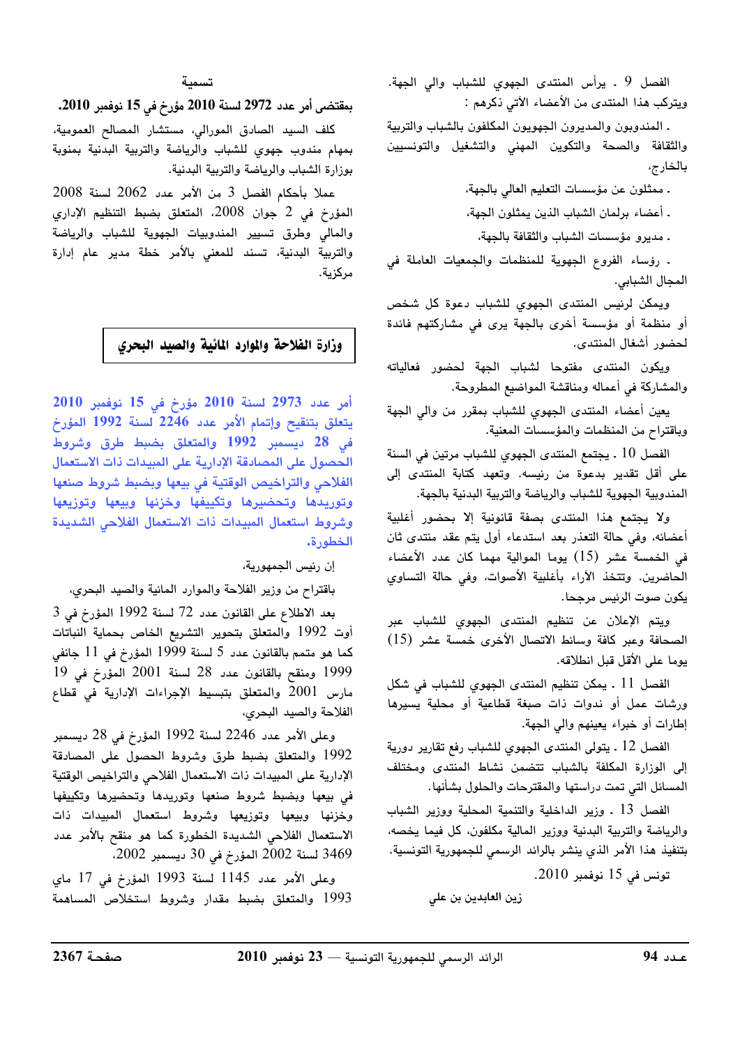الفصل 9 ـ يرأس المنتدى الجهوي للشباب والي الجهة.
ويتركب هذا المنتدى من الأعضاء الآتي ذكرهم :

ـ المندوبون والمديرون الجهويون المكلفون بالشباب والتربية والثقافة والصحة والتكوين المهني والتشغيل والتونسيين بالخارج،

ـ ممثلون عن مؤسسات التعليم العالي بالجهة،

ـ أعضاء برلمان الشباب الذين يمثلون الجهة،

ـ مديرو مؤسسات الشباب والثقافة بالجهة،

ـ رؤساء الفروع الجهوية للمنظمات والجمعيات العاملة في المجال الشبابي.

ويمكن لرئيس المنتدى الجهوي للشباب دعوة كل شخص أو منظمة أو مؤسسة أخرى بالجهة يرى في مشاركتهم فائدة لحضور أشغال المنتدى.

ويكون المنتدى مفتوحا لشباب الجهة لحضور فعالياته والمشاركة في أعماله ومناقشة المواضيع المطروحة.

يعين أعضاء المنتدى الجهوي للشباب بمقرر من والي الجهة وباقتراح من المنظمات والمؤسسات المعنية.

الفصل 10 ـ يجتمع المنتدى الجهوي للشباب مرتين في السنة على أقل تقدير بدعوة من رئيسه. وتعهد كتابة المنتدى إلى المندوبية الجهوية للشباب والرياضة والتربية البدنية بالجهة.

ولا يجتمع هذا المنتدى بصفة قانونية إلا بحضور أغلبية أعضائه، وفي حالة التعذر بعد استدعاء أول يتم عقد منتدى ثان في الخمسة عشر (15) يوما الموالية مهما كان عدد الأعضاء الحاضرين. وتتخذ الآراء بأغلبية الأصوات، وفي حالة التساوي يكون صوت الرئيس مرجحا.

ويتم الإعلان عن تنظيم المنتدى الجهوي للشباب عبر الصحافة وعبر كافة وسائط الاتصال الأخرى خمسة عشر (15) يوما على الأقل قبل انطلاقه.

الفصل 11 ـ يمكن تنظيم المنتدى الجهوي للشباب في شكل ورشات عمل أو ندوات ذات صبغة قطاعية أو محلية يسيرها إطارات أو خبراء يعينهم والي الجهة.

الفصل 12 ـ يتولى المنتدى الجهوي للشباب رفع تقارير دورية إلى الوزارة المكلفة بالشباب تتضمن نشاط المنتدى ومختلف المسائل التي تمت دراستها والمقترحات والحلول بشأنها.

الفصل 13 ـ وزير الداخلية والتنمية المحلية ووزير الشباب والرياضة والتربية البدنية ووزير المالية مكلفون، كل فيما يخصه، بتنفيذ هذا الأمر الذي ينشر بالرائد الرسمي للجمهورية التونسية.

تونس في 15 نوفمبر 2010.

زين العابدين بن علي

### تسمية

**بمقتضى أمر عدد 2972 لسنة 2010 مؤرخ في 15 نوفمبر 2010.**

كلف السيد الصادق الموالي، مستشار المصالح العمومية، بمهام مندوب جهوي للشباب والرياضة والتربية البدنية بمنوبة بوزارة الشباب والرياضة والتربية البدنية.

عملا بأحكام الفصل 3 من الأمر عدد 2062 لسنة 2008 المؤرخ في 2 جوان 2008، المتعلق بضبط التنظيم الإداري والمالي وطرق تسيير المندوبيات الجهوية للشباب والرياضة والتربية البدنية، تسند للمعني بالأمر خطة مدير عام إدارة مركزية.

## وزارة الفلاحة والموارد المائية والصيد البحري

**أمر عدد 2973 لسنة 2010 مؤرخ في 15 نوفمبر 2010 يتعلق بتنقيح وإتمام الأمر عدد 2246 لسنة 1992 المؤرخ في 28 ديسمبر 1992 والمتعلق بضبط طرق وشروط الحصول على المصادقة الإدارية على المبيدات ذات الاستعمال الفلاحي والتراخيص الوقتية في بيعها وبضبط شروط صنعها وتوريدها وتحضيرها وتكييفها وخزنها وبيعها وتوزيعها وشروط استعمال المبيدات ذات الاستعمال الفلاحي الشديدة الخطورة.**

إن رئيس الجمهورية،

باقتراح من وزير الفلاحة والموارد المائية والصيد البحري،

بعد الاطلاع على القانون عدد 72 لسنة 1992 المؤرخ في 3 أوت 1992 والمتعلق بتحوير التشريع الخاص بحماية النباتات كما هو متمم بالقانون عدد 5 لسنة 1999 المؤرخ في 11 جانفي 1999 ومنقح بالقانون عدد 28 لسنة 2001 المؤرخ في 19 مارس 2001 والمتعلق بتبسيط الإجراءات الإدارية في قطاع الفلاحة والصيد البحري،

وعلى الأمر عدد 2246 لسنة 1992 المؤرخ في 28 ديسمبر 1992 والمتعلق بضبط طرق وشروط الحصول على المصادقة الإدارية على المبيدات ذات الاستعمال الفلاحي والتراخيص الوقتية في بيعها وبضبط شروط صنعها وتوريدها وتحضيرها وتكييفها وخزنها وبيعها وتوزيعها وشروط استعمال المبيدات ذات الاستعمال الفلاحي الشديدة الخطورة كما هو منقح بالأمر عدد 3469 لسنة 2002 المؤرخ في 30 ديسمبر 2002،

وعلى الأمر عدد 1145 لسنة 1993 المؤرخ في 17 ماي 1993 والمتعلق بضبط مقدار وشروط استخلاص المساهمة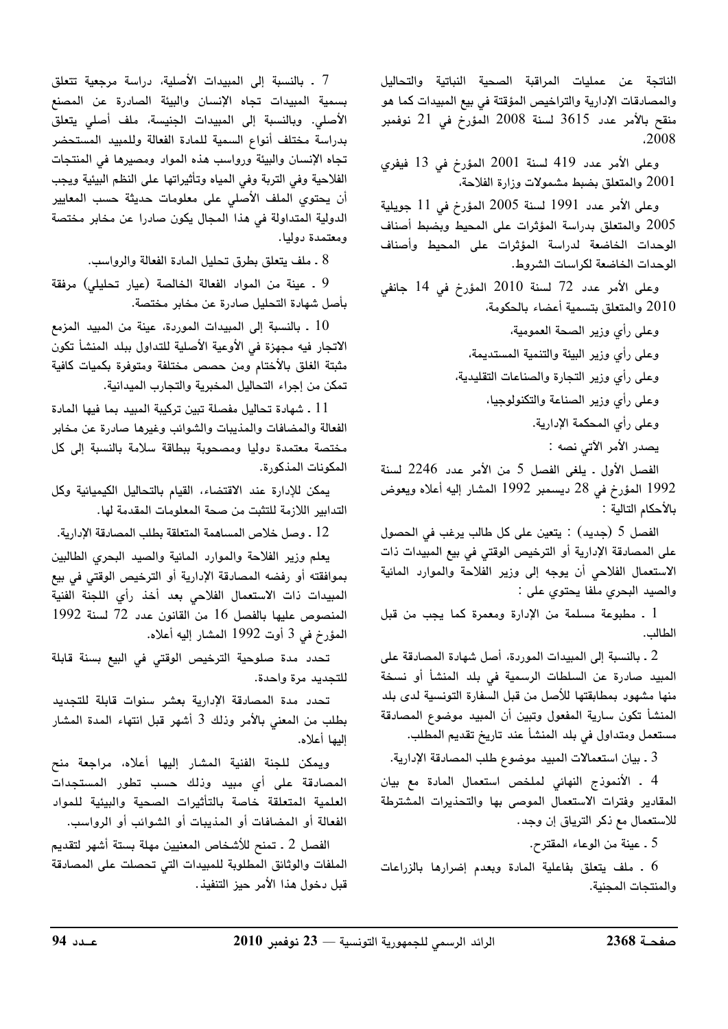الناتجة عن عمليات المراقبة الصحية النباتية والتحاليل والمصادقات الإدارية والتراخيص المؤقتة في بيع المبيدات كما هو منقح بالأمر عدد 3615 لسنة 2008 المؤرخ في 21 نوفمبر 2008،

وعلى الأمر عدد 419 لسنة 2001 المؤرخ في 13 فيفري 2001 والمتعلق بضبط مشمولات وزارة الفلاحة،

وعلى الأمر عدد 1991 لسنة 2005 المؤرخ في 11 جويلية 2005 والمتعلق بدراسة المؤثرات على المحيط وبضبط أصناف الوحدات الخاضعة لدراسة المؤثرات على المحيط وأصناف الوحدات الخاضعة لكراسات الشروط،

وعلى الأمر عدد 72 لسنة 2010 المؤرخ في 14 جانفي 2010 والمتعلق بتسمية أعضاء بالحكومة،

وعلى رأي وزير الصحة العمومية،

وعلى رأي وزير البيئة والتنمية المستديمة،

وعلى رأي وزير التجارة والصناعات التقليدية،

وعلى رأي وزير الصناعة والتكنولوجيا،

وعلى رأي المحكمة الإدارية.

يصدر الأمر الآتي نصه :

الفصل الأول ـ يلغى الفصل 5 من الأمر عدد 2246 لسنة 1992 المؤرخ في 28 ديسمبر 1992 المشار إليه أعلاه ويعوض بالأحكام التالية :

الفصل 5 (جديد) : يتعين على كل طالب يرغب في الحصول على المصادقة الإدارية أو الترخيص الوقتي في بيع المبيدات ذات الاستعمال الفلاحي أن يوجه إلى وزير الفلاحة والموارد المائية والصيد البحري ملفا يحتوي على :

1 ـ مطبوعة مسلمة من الإدارة ومعمرة كما يجب من قبل الطالب.

2 ـ بالنسبة إلى المبيدات الموردة، أصل شهادة المصادقة على المبيد صادرة عن السلطات الرسمية في بلد المنشأ أو نسخة منها مشهود بمطابقتها للأصل من قبل السفارة التونسية لدى بلد المنشأ تكون سارية المفعول وتبين أن المبيد موضوع المصادقة مستعمل ومتداول في بلد المنشأ عند تاريخ تقديم المطلب.

3 ـ بيان استعمالات المبيد موضوع طلب المصادقة الإدارية.

4 ـ الأنموذج النهائي لملخص استعمال المادة مع بيان المقادير وفترات الاستعمال الموصى بها والتحذيرات المشترطة للاستعمال مع ذكر الترياق إن وجد.

5 ـ عينة من الوعاء المقترح.

6 ـ ملف يتعلق بفاعلية المادة وبعدم إضرارها بالزراعات والمنتجات المجنية.

7 ـ بالنسبة إلى المبيدات الأصلية، دراسة مرجعية تتعلق بسمية المبيدات تجاه الإنسان والبيئة الصادرة عن المصنع الأصلي. وبالنسبة إلى المبيدات الجنيسة، ملف أصلي يتعلق بدراسة مختلف أنواع السمية للمادة الفعالة وللمبيد المستحضر تجاه الإنسان والبيئة ورواسب هذه المواد ومصيرها في المنتجات الفلاحية وفي التربة وفي المياه وتأثيراتها على النظم البيئية ويجب أن يحتوي الملف الأصلي على معلومات حديثة حسب المعايير الدولية المتداولة في هذا المجال يكون صادرا عن مخابر مختصة ومعتمدة دوليا.

8 ـ ملف يتعلق بطرق تحليل المادة الفعالة والرواسب.

9 ـ عينة من المواد الفعالة الخالصة (عيار تحليلي) مرفقة بأصل شهادة التحليل صادرة عن مخابر مختصة.

10 ـ بالنسبة إلى المبيدات الموردة، عينة من المبيد المزمع الاتجار فيه مجهزة في الأوعية الأصلية للتداول ببلد المنشأ تكون مثبتة الغلق بالأختام ومن حصص مختلفة ومتوفرة بكميات كافية تمكن من إجراء التحاليل المخبرية والتجارب الميدانية.

11 ـ شهادة تحاليل مفصلة تبين تركيبة المبيد بما فيها المادة الفعالة والمضافات والمذيبات والشوائب وغيرها صادرة عن مخابر مختصة معتمدة دوليا ومصحوبة ببطاقة سلامة بالنسبة إلى كل المكونات المذكورة.

يمكن للإدارة عند الاقتضاء، القيام بالتحاليل الكيميائية وكل التدابير اللازمة للتثبت من صحة المعلومات المقدمة لها.

12 ـ وصل خلاص المساهمة المتعلقة بطلب المصادقة الإدارية.

يعلم وزير الفلاحة والموارد المائية والصيد البحري الطالبين بموافقته أو رفضه المصادقة الإدارية أو الترخيص الوقتي في بيع المبيدات ذات الاستعمال الفلاحي بعد أخذ رأي اللجنة الفنية المنصوص عليها بالفصل 16 من القانون عدد 72 لسنة 1992 المؤرخ في 3 أوت 1992 المشار إليه أعلاه.

تحدد مدة صلوحية الترخيص الوقتي في البيع بسنة قابلة للتجديد مرة واحدة.

تحدد مدة المصادقة الإدارية بعشر سنوات قابلة للتجديد بطلب من المعني بالأمر وذلك 3 أشهر قبل انتهاء المدة المشار إليها أعلاه.

ويمكن للجنة الفنية المشار إليها أعلاه، مراجعة منح المصادقة على أي مبيد وذلك حسب تطور المستجدات العلمية المتعلقة خاصة بالتأثيرات الصحية والبيئية للمواد الفعالة أو المضافات أو المذيبات أو الشوائب أو الرواسب.

الفصل 2 ـ تمنح للأشخاص المعنيين مهلة بستة أشهر لتقديم الملفات والوثائق المطلوبة للمبيدات التي تحصلت على المصادقة قبل دخول هذا الأمر حيز التنفيذ.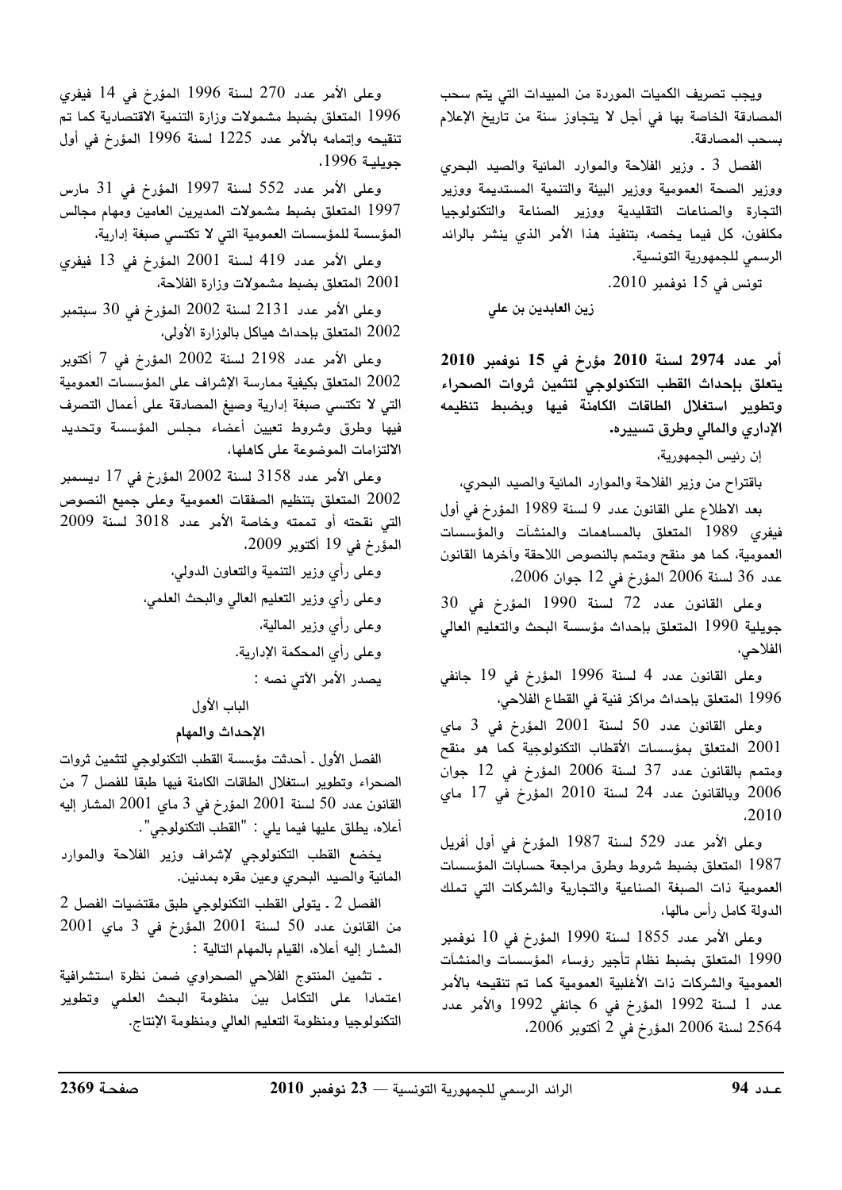ويجب تصريف الكميات الموردة من المبيدات التي يتم سحب المصادقة الخاصة بها في أجل لا يتجاوز سنة من تاريخ الإعلام بسحب المصادقة.

الفصل 3 ـ وزير الفلاحة والموارد المائية والصيد البحري ووزير الصحة العمومية ووزير البيئة والتنمية المستديمة ووزير التجارة والصناعات التقليدية ووزير الصناعة والتكنولوجيا مكلفون، كل فيما يخصه، بتنفيذ هذا الأمر الذي ينشر بالرائد الرسمي للجمهورية التونسية.

تونس في 15 نوفمبر 2010.

**زين العابدين بن علي**

**أمر عدد 2974 لسنة 2010 مؤرخ في 15 نوفمبر 2010 يتعلق بإحداث القطب التكنولوجي لتثمين ثروات الصحراء وتطوير استغلال الطاقات الكامنة فيها وبضبط تنظيمه الإداري والمالي وطرق تسييره.**

إن رئيس الجمهورية،

باقتراح من وزير الفلاحة والموارد المائية والصيد البحري،

بعد الاطلاع على القانون عدد 9 لسنة 1989 المؤرخ في أول فيفري 1989 المتعلق بالمساهمات والمنشآت والمؤسسات العمومية، كما هو منقح ومتمم بالنصوص اللاحقة وآخرها القانون عدد 36 لسنة 2006 المؤرخ في 12 جوان 2006،

وعلى القانون عدد 72 لسنة 1990 المؤرخ في 30 جويلية 1990 المتعلق بإحداث مؤسسة البحث والتعليم العالي الفلاحي،

وعلى القانون عدد 4 لسنة 1996 المؤرخ في 19 جانفي 1996 المتعلق بإحداث مراكز فنية في القطاع الفلاحي،

وعلى القانون عدد 50 لسنة 2001 المؤرخ في 3 ماي 2001 المتعلق بمؤسسات الأقطاب التكنولوجية كما هو منقح ومتمم بالقانون عدد 37 لسنة 2006 المؤرخ في 12 جوان 2006 وبالقانون عدد 24 لسنة 2010 المؤرخ في 17 ماي 2010.

وعلى الأمر عدد 529 لسنة 1987 المؤرخ في أول أفريل 1987 المتعلق بضبط شروط وطرق مراجعة حسابات المؤسسات العمومية ذات الصبغة الصناعية والتجارية والشركات التي تملك الدولة كامل رأس مالها،

وعلى الأمر عدد 1855 لسنة 1990 المؤرخ في 10 نوفمبر 1990 المتعلق بضبط نظام تأجير رؤساء المؤسسات والمنشآت العمومية والشركات ذات الأغلبية العمومية كما تم تنقيحه بالأمر عدد 1 لسنة 1992 المؤرخ في 6 جانفي 1992 والأمر عدد 2564 لسنة 2006 المؤرخ في 2 أكتوبر 2006،

وعلى الأمر عدد 270 لسنة 1996 المؤرخ في 14 فيفري 1996 المتعلق بضبط مشمولات وزارة التنمية الاقتصادية كما تم تنقيحه وإتمامه بالأمر عدد 1225 لسنة 1996 المؤرخ في أول جويلية 1996،

وعلى الأمر عدد 552 لسنة 1997 المؤرخ في 31 مارس 1997 المتعلق بضبط مشمولات المديرين العامين ومهام مجالس المؤسسة للمؤسسات العمومية التي لا تكتسي صبغة إدارية،

وعلى الأمر عدد 419 لسنة 2001 المؤرخ في 13 فيفري 2001 المتعلق بضبط مشمولات وزارة الفلاحة،

وعلى الأمر عدد 2131 لسنة 2002 المؤرخ في 30 سبتمبر 2002 المتعلق بإحداث هياكل بالوزارة الأولى،

وعلى الأمر عدد 2198 لسنة 2002 المؤرخ في 7 أكتوبر 2002 المتعلق بكيفية ممارسة الإشراف على المؤسسات العمومية التي لا تكتسي صبغة إدارية وصيغ المصادقة على أعمال التصرف فيها وطرق وشروط تعيين أعضاء مجلس المؤسسة وتحديد الالتزامات الموضوعة على كاهلها،

وعلى الأمر عدد 3158 لسنة 2002 المؤرخ في 17 ديسمبر 2002 المتعلق بتنظيم الصفقات العمومية وعلى جميع النصوص التي نقحته أو تممته وخاصة الأمر عدد 3018 لسنة 2009 المؤرخ في 19 أكتوبر 2009،

وعلى رأي وزير التنمية والتعاون الدولي،

وعلى رأي وزير التعليم العالي والبحث العلمي،

وعلى رأي وزير المالية،

وعلى رأي المحكمة الإدارية.

يصدر الأمر الآتي نصه :

## الباب الأول

### الإحداث والمهام

الفصل الأول ـ أحدثت مؤسسة القطب التكنولوجي لتثمين ثروات الصحراء وتطوير استغلال الطاقات الكامنة فيها طبقا للفصل 7 من القانون عدد 50 لسنة 2001 المؤرخ في 3 ماي 2001 المشار إليه أعلاه، يطلق عليها فيما يلي : "القطب التكنولوجي".

يخضع القطب التكنولوجي لإشراف وزير الفلاحة والموارد المائية والصيد البحري وعين مقره بمدنين.

الفصل 2 ـ يتولى القطب التكنولوجي طبق مقتضيات الفصل 2 من القانون عدد 50 لسنة 2001 المؤرخ في 3 ماي 2001 المشار إليه أعلاه، القيام بالمهام التالية :

ـ تثمين المنتوج الفلاحي الصحراوي ضمن نظرة استشرافية اعتمادا على التكامل بين منظومة البحث العلمي وتطوير التكنولوجيا ومنظومة التعليم العالي ومنظومة الإنتاج.